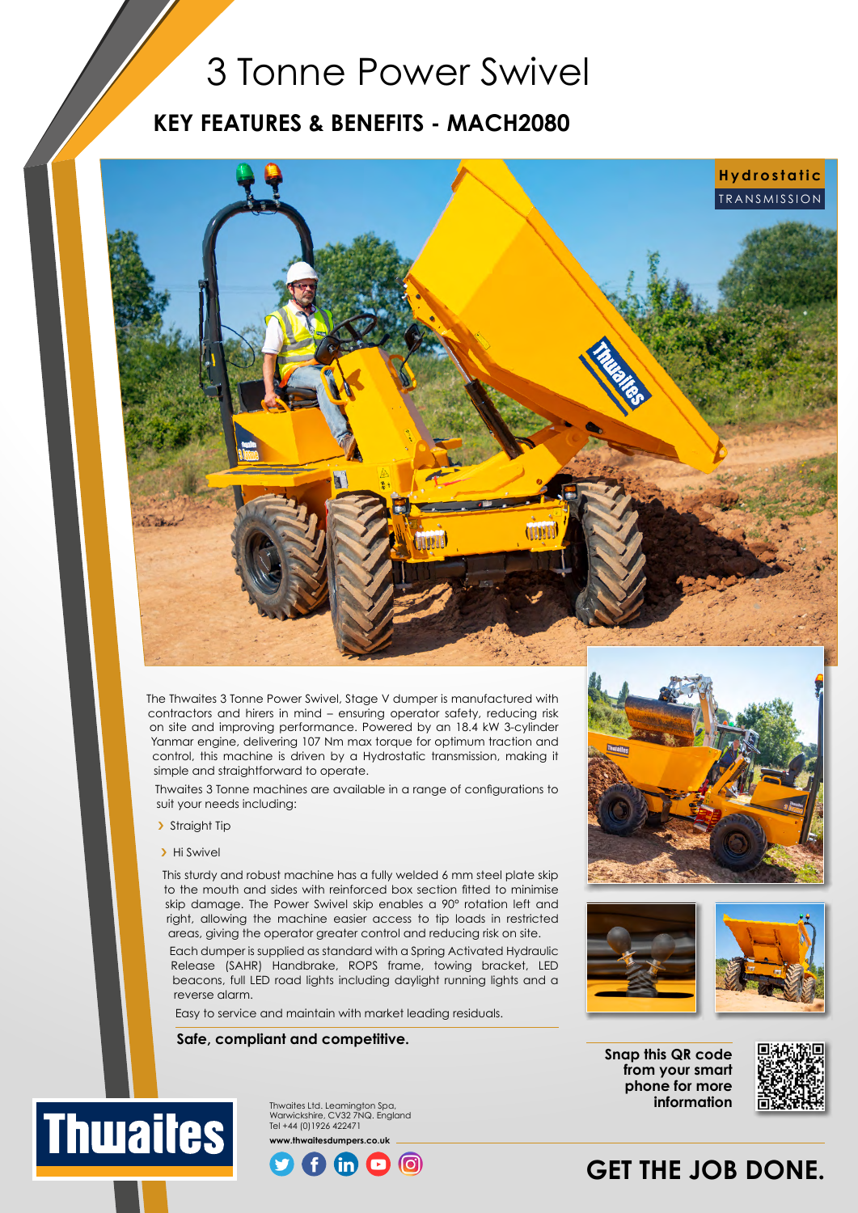# 3 Tonne Power Swivel

## KEY FEATURES & BENEFITS - MACH2080

**Hydrostatic** TRANSMISSION

The Thwaites 3 Tonne Power Swivel, Stage V dumper is manufactured with contractors and hirers in mind – ensuring operator safety, reducing risk on site and improving performance. Powered by an 18.4 kW 3-cylinder Yanmar engine, delivering 107 Nm max torque for optimum traction and control, this machine is driven by a Hydrostatic transmission, making it simple and straightforward to operate.

Thwaites 3 Tonne machines are available in a range of configurations to suit your needs including:

- Straight Tip
- Hi Swivel

This sturdy and robust machine has a fully welded 6 mm steel plate skip to the mouth and sides with reinforced box section fitted to minimise skip damage. The Power Swivel skip enables a 90° rotation left and right, allowing the machine easier access to tip loads in restricted areas, giving the operator greater control and reducing risk on site.

Each dumper is supplied as standard with a Spring Activated Hydraulic Release (SAHR) Handbrake, ROPS frame, towing bracket, LED beacons, full LED road lights including daylight running lights and a reverse alarm.

Easy to service and maintain with market leading residuals.

**Safe, compliant and competitive.**

**Snap this QR code from your smart phone for more information**

Thwaites Ltd. Leamington Spa, Warwickshire, CV32 7NQ. England
Tel +44 (0)1926 422471

**www.thwaitesdumpers.co.uk**

**GET THE JOB DONE.**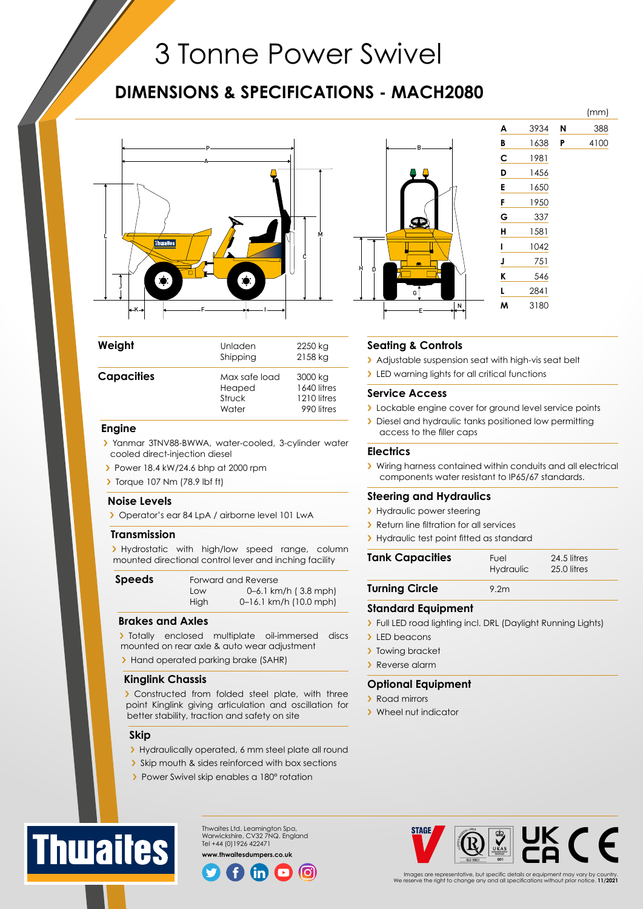# 3 Tonne Power Swivel

## DIMENSIONS & SPECIFICATIONS - MACH2080

(mm)

| | | | |
|---|---|---|---|
| **A** | 3934 | **N** | 388 |
| **B** | 1638 | **P** | 4100 |
| **C** | 1981 | | |
| **D** | 1456 | | |
| **E** | 1650 | | |
| **F** | 1950 | | |
| **G** | 337 | | |
| **H** | 1581 | | |
| **I** | 1042 | | |
| **J** | 751 | | |
| **K** | 546 | | |
| **L** | 2841 | | |
| **M** | 3180 | | |

| | | |
|---|---|---|
| **Weight** | Unladen | 2250 kg |
| | Shipping | 2158 kg |
| **Capacities** | Max safe load | 3000 kg |
| | Heaped | 1640 litres |
| | Struck | 1210 litres |
| | Water | 990 litres |

### Engine

- Yanmar 3TNV88-BWWA, water-cooled, 3-cylinder water cooled direct-injection diesel
- Power 18.4 kW/24.6 bhp at 2000 rpm
- Torque 107 Nm (78.9 lbf ft)

### Noise Levels

- Operator's ear 84 LpA / airborne level 101 LwA

### Transmission

- Hydrostatic with high/low speed range, column mounted directional control lever and inching facility

| | | |
|---|---|---|
| **Speeds** | Forward and Reverse | |
| | Low | 0–6.1 km/h ( 3.8 mph) |
| | High | 0–16.1 km/h (10.0 mph) |

### Brakes and Axles

- Totally enclosed multiplate oil-immersed discs mounted on rear axle & auto wear adjustment
- Hand operated parking brake (SAHR)

### Kinglink Chassis

- Constructed from folded steel plate, with three point Kinglink giving articulation and oscillation for better stability, traction and safety on site

### Skip

- Hydraulically operated, 6 mm steel plate all round
- Skip mouth & sides reinforced with box sections
- Power Swivel skip enables a 180º rotation

### Seating & Controls

- Adjustable suspension seat with high-vis seat belt
- LED warning lights for all critical functions

### Service Access

- Lockable engine cover for ground level service points
- Diesel and hydraulic tanks positioned low permitting access to the filler caps

### Electrics

- Wiring harness contained within conduits and all electrical components water resistant to IP65/67 standards.

### Steering and Hydraulics

- Hydraulic power steering
- Return line filtration for all services
- Hydraulic test point fitted as standard

| | | |
|---|---|---|
| **Tank Capacities** | Fuel | 24.5 litres |
| | Hydraulic | 25.0 litres |
| **Turning Circle** | 9.2m | |

### Standard Equipment

- Full LED road lighting incl. DRL (Daylight Running Lights)
- LED beacons
- Towing bracket
- Reverse alarm

### Optional Equipment

- Road mirrors
- Wheel nut indicator

Thwaites Ltd. Leamington Spa, Warwickshire, CV32 7NQ. England
Tel +44 (0)1926 422471
**www.thwaitesdumpers.co.uk**

Images are representative, but specific details or equipment may vary by country. We reserve the right to change any and all specifications without prior notice. **11/2021**